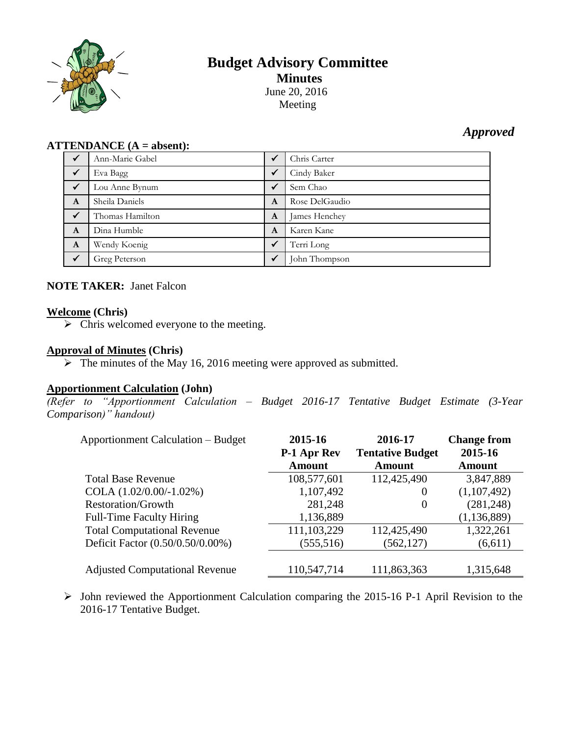# Budget Advisory Committee

## Minutes

June 20, 2016
Meeting

***Approved***

**ATTENDANCE (A = absent):**

| | | | |
|---|---|---|---|
| ✓ | Ann-Marie Gabel | ✓ | Chris Carter |
| ✓ | Eva Bagg | ✓ | Cindy Baker |
| ✓ | Lou Anne Bynum | ✓ | Sem Chao |
| A | Sheila Daniels | A | Rose DelGaudio |
| ✓ | Thomas Hamilton | A | James Henchey |
| A | Dina Humble | A | Karen Kane |
| A | Wendy Koenig | ✓ | Terri Long |
| ✓ | Greg Peterson | ✓ | John Thompson |

**NOTE TAKER:** Janet Falcon

**Welcome (Chris)**

- Chris welcomed everyone to the meeting.

**Approval of Minutes (Chris)**

- The minutes of the May 16, 2016 meeting were approved as submitted.

**Apportionment Calculation (John)**

*(Refer to "Apportionment Calculation – Budget 2016-17 Tentative Budget Estimate (3-Year Comparison)" handout)*

| Apportionment Calculation – Budget | 2015-16 P-1 Apr Rev Amount | 2016-17 Tentative Budget Amount | Change from 2015-16 Amount |
|---|---|---|---|
| Total Base Revenue | 108,577,601 | 112,425,490 | 3,847,889 |
| COLA (1.02/0.00/-1.02%) | 1,107,492 | 0 | (1,107,492) |
| Restoration/Growth | 281,248 | 0 | (281,248) |
| Full-Time Faculty Hiring | 1,136,889 | | (1,136,889) |
| Total Computational Revenue | 111,103,229 | 112,425,490 | 1,322,261 |
| Deficit Factor (0.50/0.50/0.00%) | (555,516) | (562,127) | (6,611) |
| Adjusted Computational Revenue | 110,547,714 | 111,863,363 | 1,315,648 |

- John reviewed the Apportionment Calculation comparing the 2015-16 P-1 April Revision to the 2016-17 Tentative Budget.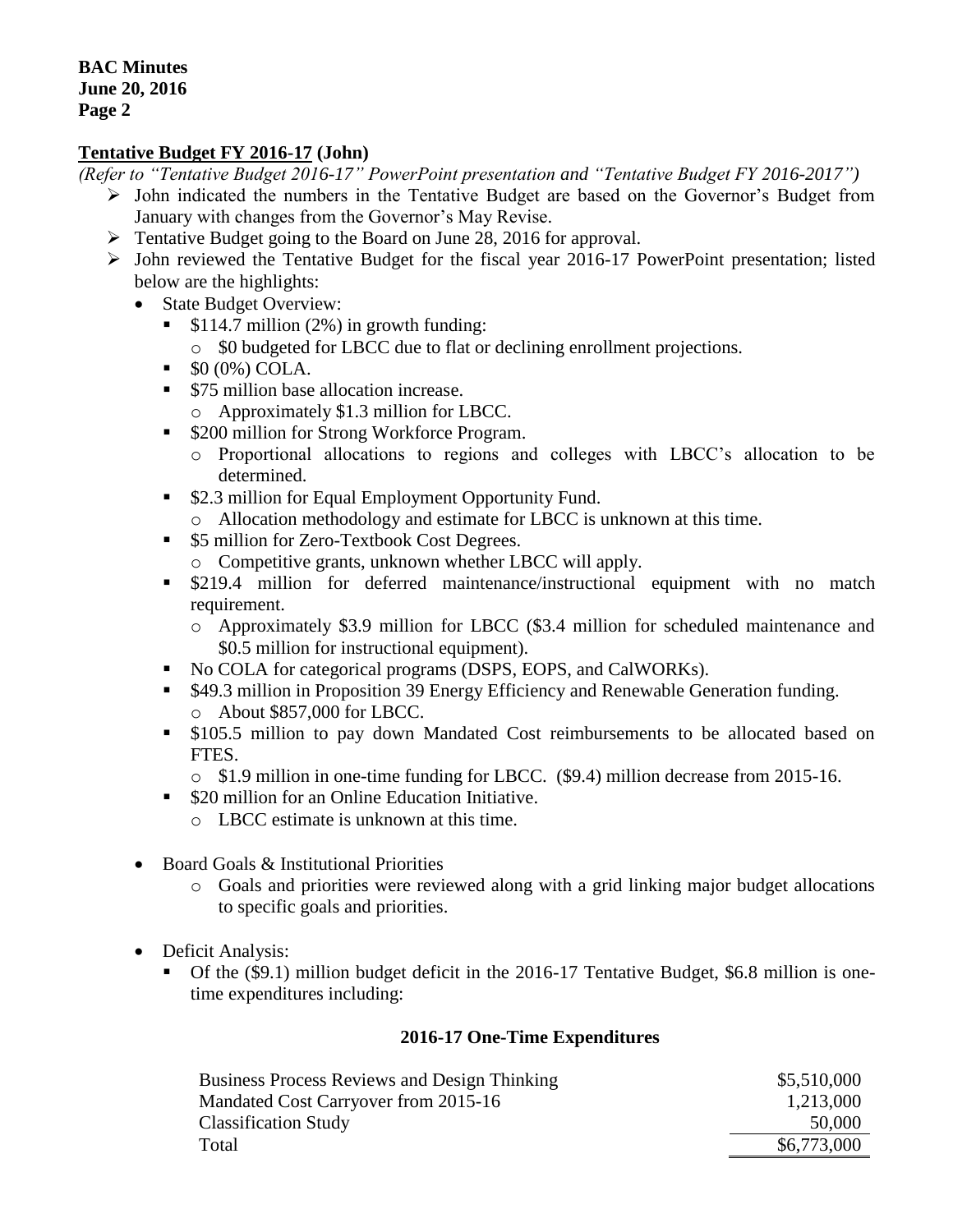**Tentative Budget FY 2016-17 (John)**

*(Refer to "Tentative Budget 2016-17" PowerPoint presentation and "Tentative Budget FY 2016-2017")*

- John indicated the numbers in the Tentative Budget are based on the Governor's Budget from January with changes from the Governor's May Revise.
- Tentative Budget going to the Board on June 28, 2016 for approval.
- John reviewed the Tentative Budget for the fiscal year 2016-17 PowerPoint presentation; listed below are the highlights:
  - State Budget Overview:
    - $114.7 million (2%) in growth funding:
      - $0 budgeted for LBCC due to flat or declining enrollment projections.
    - $0 (0%) COLA.
    - $75 million base allocation increase.
      - Approximately $1.3 million for LBCC.
    - $200 million for Strong Workforce Program.
      - Proportional allocations to regions and colleges with LBCC's allocation to be determined.
    - $2.3 million for Equal Employment Opportunity Fund.
      - Allocation methodology and estimate for LBCC is unknown at this time.
    - $5 million for Zero-Textbook Cost Degrees.
      - Competitive grants, unknown whether LBCC will apply.
    - $219.4 million for deferred maintenance/instructional equipment with no match requirement.
      - Approximately $3.9 million for LBCC ($3.4 million for scheduled maintenance and $0.5 million for instructional equipment).
    - No COLA for categorical programs (DSPS, EOPS, and CalWORKs).
    - $49.3 million in Proposition 39 Energy Efficiency and Renewable Generation funding.
      - About $857,000 for LBCC.
    - $105.5 million to pay down Mandated Cost reimbursements to be allocated based on FTES.
      - $1.9 million in one-time funding for LBCC. ($9.4) million decrease from 2015-16.
    - $20 million for an Online Education Initiative.
      - LBCC estimate is unknown at this time.
  - Board Goals & Institutional Priorities
    - Goals and priorities were reviewed along with a grid linking major budget allocations to specific goals and priorities.
  - Deficit Analysis:
    - Of the ($9.1) million budget deficit in the 2016-17 Tentative Budget, $6.8 million is one-time expenditures including:

**2016-17 One-Time Expenditures**

| | |
|---|---:|
| Business Process Reviews and Design Thinking | $5,510,000 |
| Mandated Cost Carryover from 2015-16 | 1,213,000 |
| Classification Study | 50,000 |
| Total | $6,773,000 |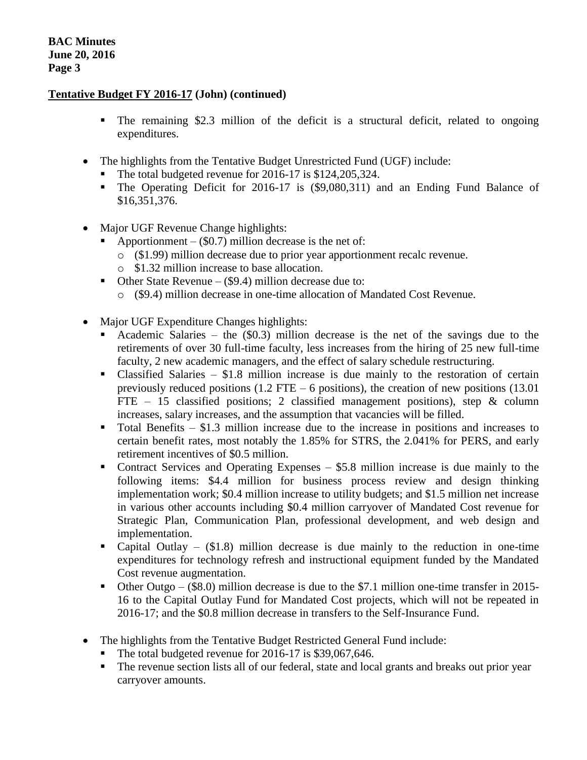**Tentative Budget FY 2016-17 (John) (continued)**

- The remaining $2.3 million of the deficit is a structural deficit, related to ongoing expenditures.

- The highlights from the Tentative Budget Unrestricted Fund (UGF) include:
  - The total budgeted revenue for 2016-17 is $124,205,324.
  - The Operating Deficit for 2016-17 is ($9,080,311) and an Ending Fund Balance of $16,351,376.

- Major UGF Revenue Change highlights:
  - Apportionment – ($0.7) million decrease is the net of:
    - ($1.99) million decrease due to prior year apportionment recalc revenue.
    - $1.32 million increase to base allocation.
  - Other State Revenue – ($9.4) million decrease due to:
    - ($9.4) million decrease in one-time allocation of Mandated Cost Revenue.

- Major UGF Expenditure Changes highlights:
  - Academic Salaries – the ($0.3) million decrease is the net of the savings due to the retirements of over 30 full-time faculty, less increases from the hiring of 25 new full-time faculty, 2 new academic managers, and the effect of salary schedule restructuring.
  - Classified Salaries – $1.8 million increase is due mainly to the restoration of certain previously reduced positions (1.2 FTE – 6 positions), the creation of new positions (13.01 FTE – 15 classified positions; 2 classified management positions), step & column increases, salary increases, and the assumption that vacancies will be filled.
  - Total Benefits – $1.3 million increase due to the increase in positions and increases to certain benefit rates, most notably the 1.85% for STRS, the 2.041% for PERS, and early retirement incentives of $0.5 million.
  - Contract Services and Operating Expenses – $5.8 million increase is due mainly to the following items: $4.4 million for business process review and design thinking implementation work; $0.4 million increase to utility budgets; and $1.5 million net increase in various other accounts including $0.4 million carryover of Mandated Cost revenue for Strategic Plan, Communication Plan, professional development, and web design and implementation.
  - Capital Outlay – ($1.8) million decrease is due mainly to the reduction in one-time expenditures for technology refresh and instructional equipment funded by the Mandated Cost revenue augmentation.
  - Other Outgo – ($8.0) million decrease is due to the $7.1 million one-time transfer in 2015-16 to the Capital Outlay Fund for Mandated Cost projects, which will not be repeated in 2016-17; and the $0.8 million decrease in transfers to the Self-Insurance Fund.

- The highlights from the Tentative Budget Restricted General Fund include:
  - The total budgeted revenue for 2016-17 is $39,067,646.
  - The revenue section lists all of our federal, state and local grants and breaks out prior year carryover amounts.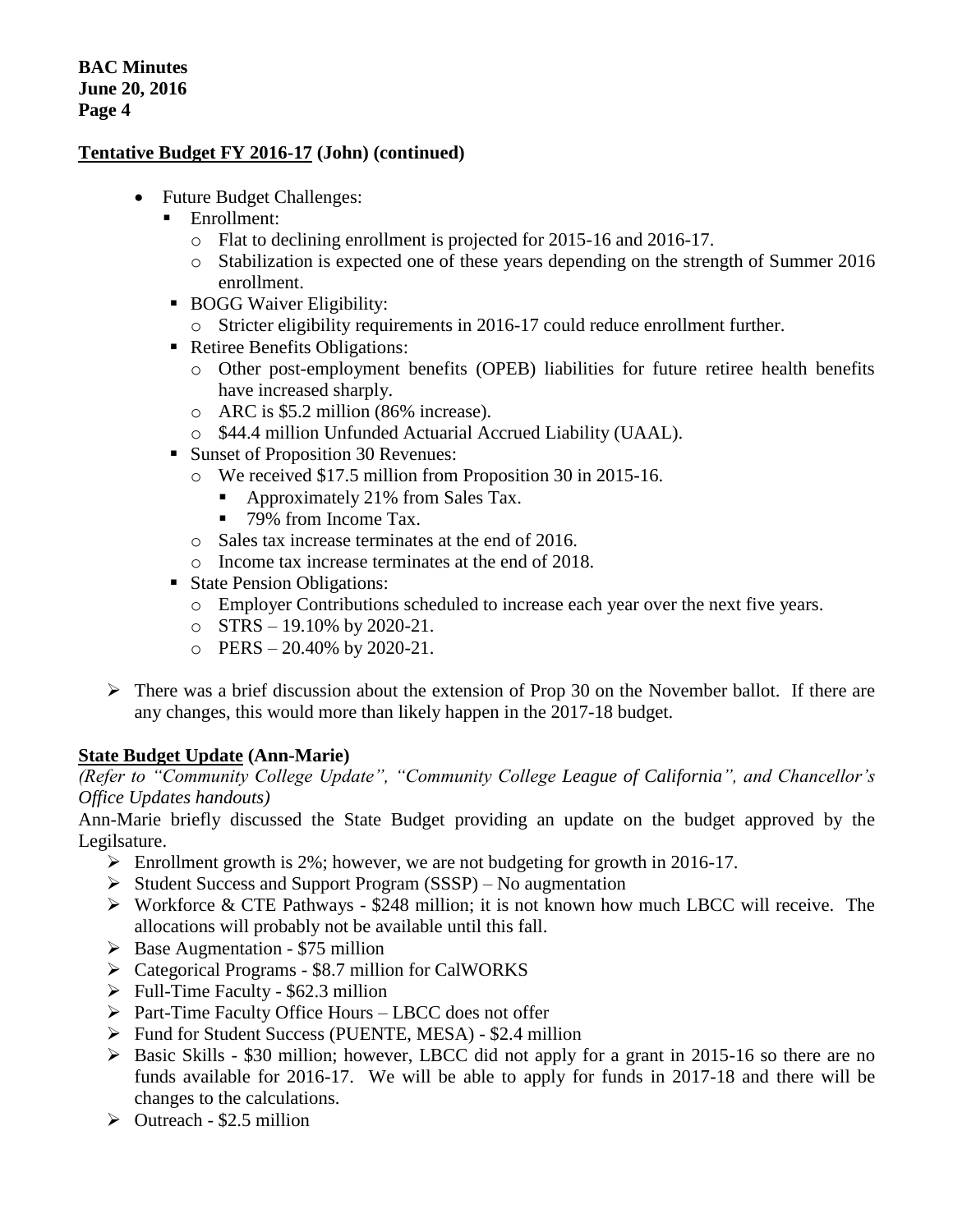**Tentative Budget FY 2016-17 (John) (continued)**

- Future Budget Challenges:
  - Enrollment:
    - Flat to declining enrollment is projected for 2015-16 and 2016-17.
    - Stabilization is expected one of these years depending on the strength of Summer 2016 enrollment.
  - BOGG Waiver Eligibility:
    - Stricter eligibility requirements in 2016-17 could reduce enrollment further.
  - Retiree Benefits Obligations:
    - Other post-employment benefits (OPEB) liabilities for future retiree health benefits have increased sharply.
    - ARC is $5.2 million (86% increase).
    - $44.4 million Unfunded Actuarial Accrued Liability (UAAL).
  - Sunset of Proposition 30 Revenues:
    - We received $17.5 million from Proposition 30 in 2015-16.
      - Approximately 21% from Sales Tax.
      - 79% from Income Tax.
    - Sales tax increase terminates at the end of 2016.
    - Income tax increase terminates at the end of 2018.
  - State Pension Obligations:
    - Employer Contributions scheduled to increase each year over the next five years.
    - STRS – 19.10% by 2020-21.
    - PERS – 20.40% by 2020-21.

- There was a brief discussion about the extension of Prop 30 on the November ballot. If there are any changes, this would more than likely happen in the 2017-18 budget.

**State Budget Update (Ann-Marie)**

*(Refer to "Community College Update", "Community College League of California", and Chancellor's Office Updates handouts)*

Ann-Marie briefly discussed the State Budget providing an update on the budget approved by the Legilsature.

- Enrollment growth is 2%; however, we are not budgeting for growth in 2016-17.
- Student Success and Support Program (SSSP) – No augmentation
- Workforce & CTE Pathways - $248 million; it is not known how much LBCC will receive. The allocations will probably not be available until this fall.
- Base Augmentation - $75 million
- Categorical Programs - $8.7 million for CalWORKS
- Full-Time Faculty - $62.3 million
- Part-Time Faculty Office Hours – LBCC does not offer
- Fund for Student Success (PUENTE, MESA) - $2.4 million
- Basic Skills - $30 million; however, LBCC did not apply for a grant in 2015-16 so there are no funds available for 2016-17. We will be able to apply for funds in 2017-18 and there will be changes to the calculations.
- Outreach - $2.5 million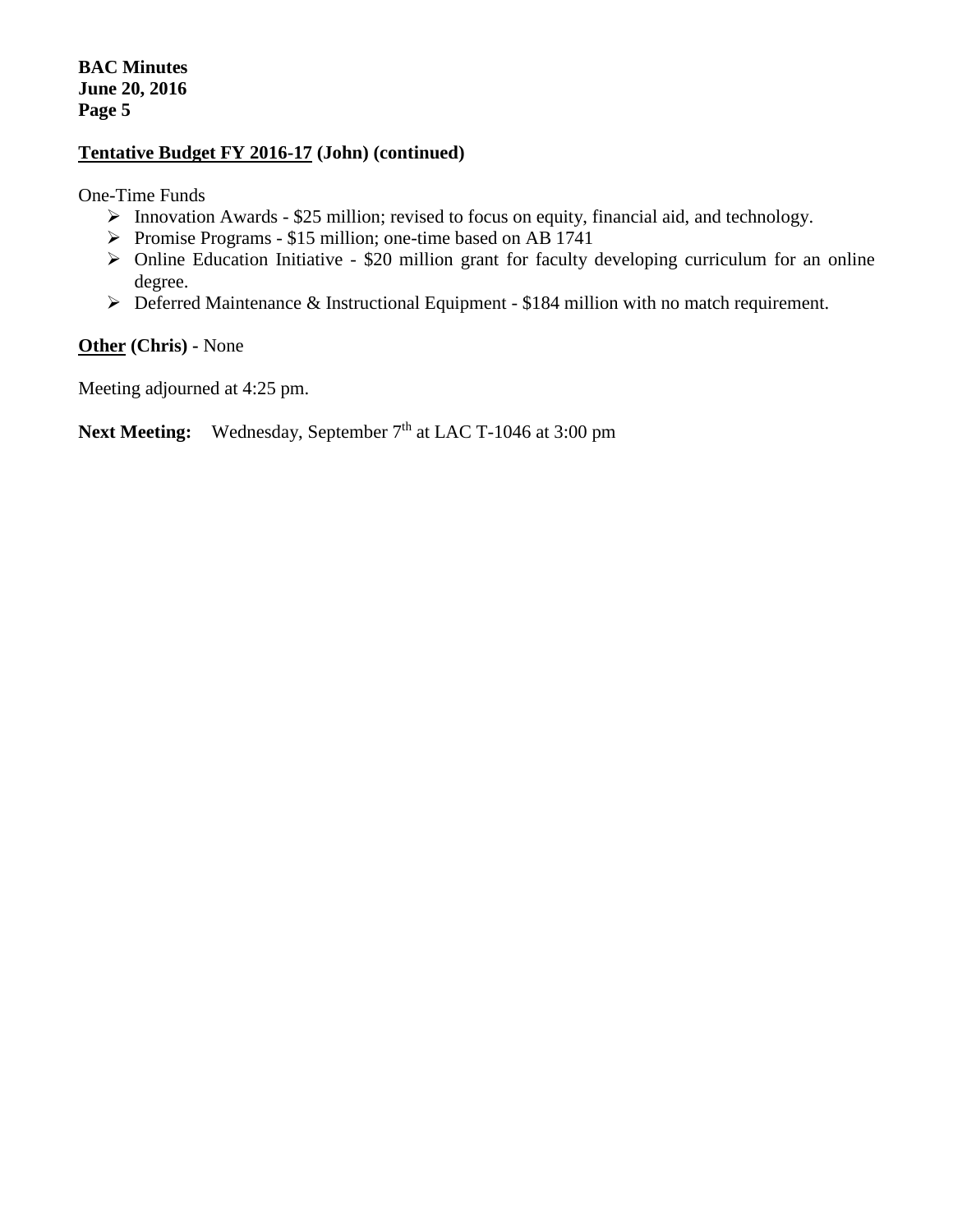**Tentative Budget FY 2016-17 (John) (continued)**

One-Time Funds

- Innovation Awards - $25 million; revised to focus on equity, financial aid, and technology.
- Promise Programs - $15 million; one-time based on AB 1741
- Online Education Initiative - $20 million grant for faculty developing curriculum for an online degree.
- Deferred Maintenance & Instructional Equipment - $184 million with no match requirement.

**Other (Chris) -** None

Meeting adjourned at 4:25 pm.

**Next Meeting:** Wednesday, September 7th at LAC T-1046 at 3:00 pm